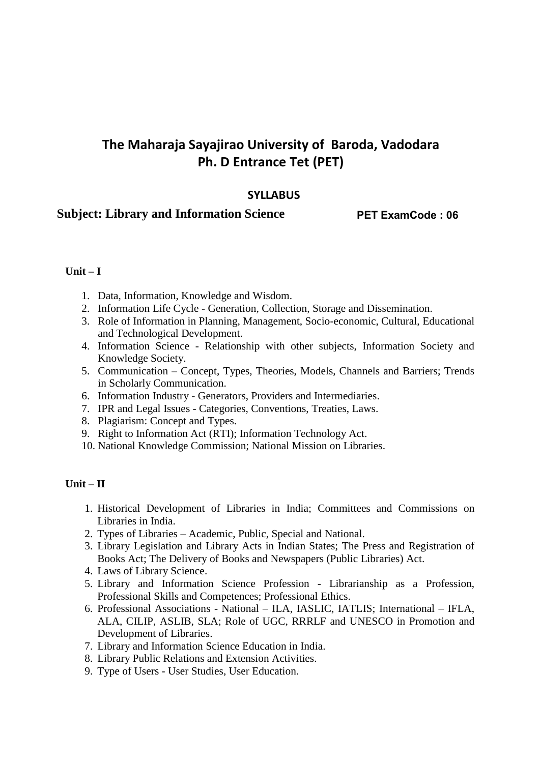# The Maharaja Sayajirao University of Baroda, Vadodara
# Ph. D Entrance Tet (PET)

## SYLLABUS

**Subject: Library and Information Science** **PET ExamCode : 06**

### Unit – I

1. Data, Information, Knowledge and Wisdom.
2. Information Life Cycle - Generation, Collection, Storage and Dissemination.
3. Role of Information in Planning, Management, Socio-economic, Cultural, Educational and Technological Development.
4. Information Science - Relationship with other subjects, Information Society and Knowledge Society.
5. Communication – Concept, Types, Theories, Models, Channels and Barriers; Trends in Scholarly Communication.
6. Information Industry - Generators, Providers and Intermediaries.
7. IPR and Legal Issues - Categories, Conventions, Treaties, Laws.
8. Plagiarism: Concept and Types.
9. Right to Information Act (RTI); Information Technology Act.
10. National Knowledge Commission; National Mission on Libraries.

### Unit – II

1. Historical Development of Libraries in India; Committees and Commissions on Libraries in India.
2. Types of Libraries – Academic, Public, Special and National.
3. Library Legislation and Library Acts in Indian States; The Press and Registration of Books Act; The Delivery of Books and Newspapers (Public Libraries) Act.
4. Laws of Library Science.
5. Library and Information Science Profession - Librarianship as a Profession, Professional Skills and Competences; Professional Ethics.
6. Professional Associations - National – ILA, IASLIC, IATLIS; International – IFLA, ALA, CILIP, ASLIB, SLA; Role of UGC, RRRLF and UNESCO in Promotion and Development of Libraries.
7. Library and Information Science Education in India.
8. Library Public Relations and Extension Activities.
9. Type of Users - User Studies, User Education.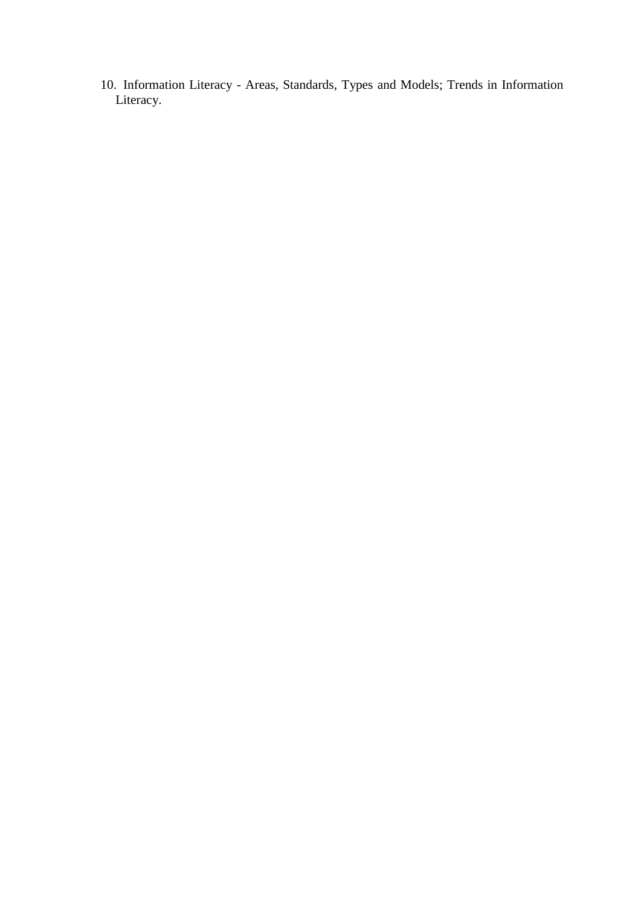10. Information Literacy - Areas, Standards, Types and Models; Trends in Information Literacy.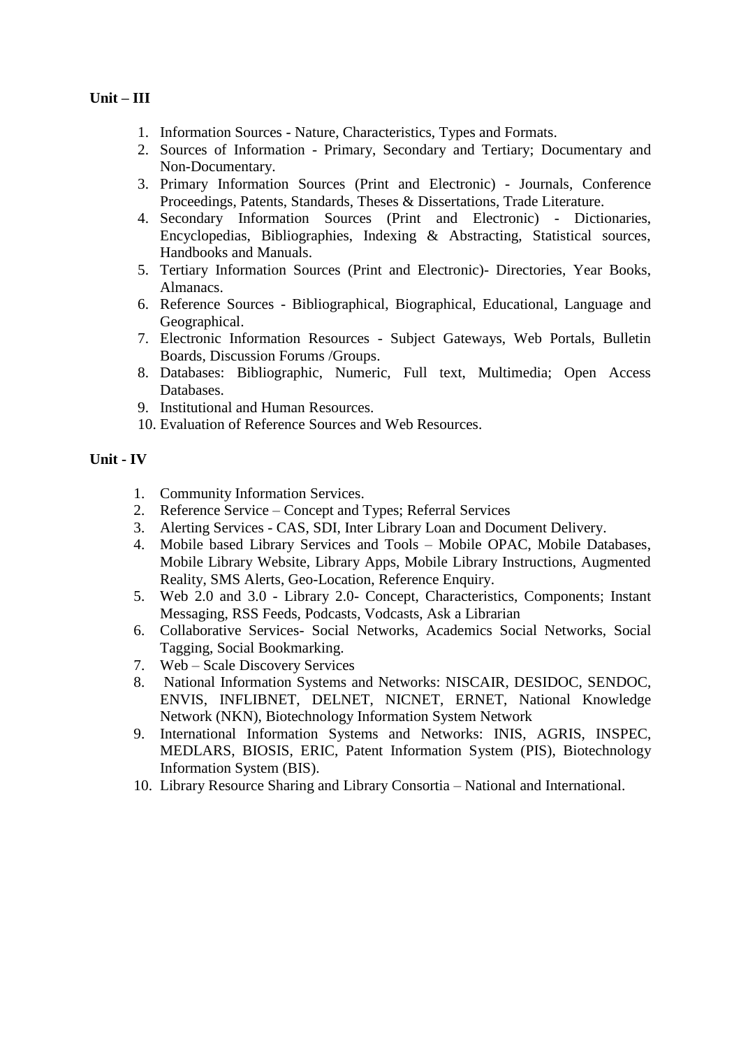**Unit – III**

1. Information Sources - Nature, Characteristics, Types and Formats.
2. Sources of Information - Primary, Secondary and Tertiary; Documentary and Non-Documentary.
3. Primary Information Sources (Print and Electronic) - Journals, Conference Proceedings, Patents, Standards, Theses & Dissertations, Trade Literature.
4. Secondary Information Sources (Print and Electronic) - Dictionaries, Encyclopedias, Bibliographies, Indexing & Abstracting, Statistical sources, Handbooks and Manuals.
5. Tertiary Information Sources (Print and Electronic)- Directories, Year Books, Almanacs.
6. Reference Sources - Bibliographical, Biographical, Educational, Language and Geographical.
7. Electronic Information Resources - Subject Gateways, Web Portals, Bulletin Boards, Discussion Forums /Groups.
8. Databases: Bibliographic, Numeric, Full text, Multimedia; Open Access Databases.
9. Institutional and Human Resources.
10. Evaluation of Reference Sources and Web Resources.

**Unit - IV**

1. Community Information Services.
2. Reference Service – Concept and Types; Referral Services
3. Alerting Services - CAS, SDI, Inter Library Loan and Document Delivery.
4. Mobile based Library Services and Tools – Mobile OPAC, Mobile Databases, Mobile Library Website, Library Apps, Mobile Library Instructions, Augmented Reality, SMS Alerts, Geo-Location, Reference Enquiry.
5. Web 2.0 and 3.0 - Library 2.0- Concept, Characteristics, Components; Instant Messaging, RSS Feeds, Podcasts, Vodcasts, Ask a Librarian
6. Collaborative Services- Social Networks, Academics Social Networks, Social Tagging, Social Bookmarking.
7. Web – Scale Discovery Services
8. National Information Systems and Networks: NISCAIR, DESIDOC, SENDOC, ENVIS, INFLIBNET, DELNET, NICNET, ERNET, National Knowledge Network (NKN), Biotechnology Information System Network
9. International Information Systems and Networks: INIS, AGRIS, INSPEC, MEDLARS, BIOSIS, ERIC, Patent Information System (PIS), Biotechnology Information System (BIS).
10. Library Resource Sharing and Library Consortia – National and International.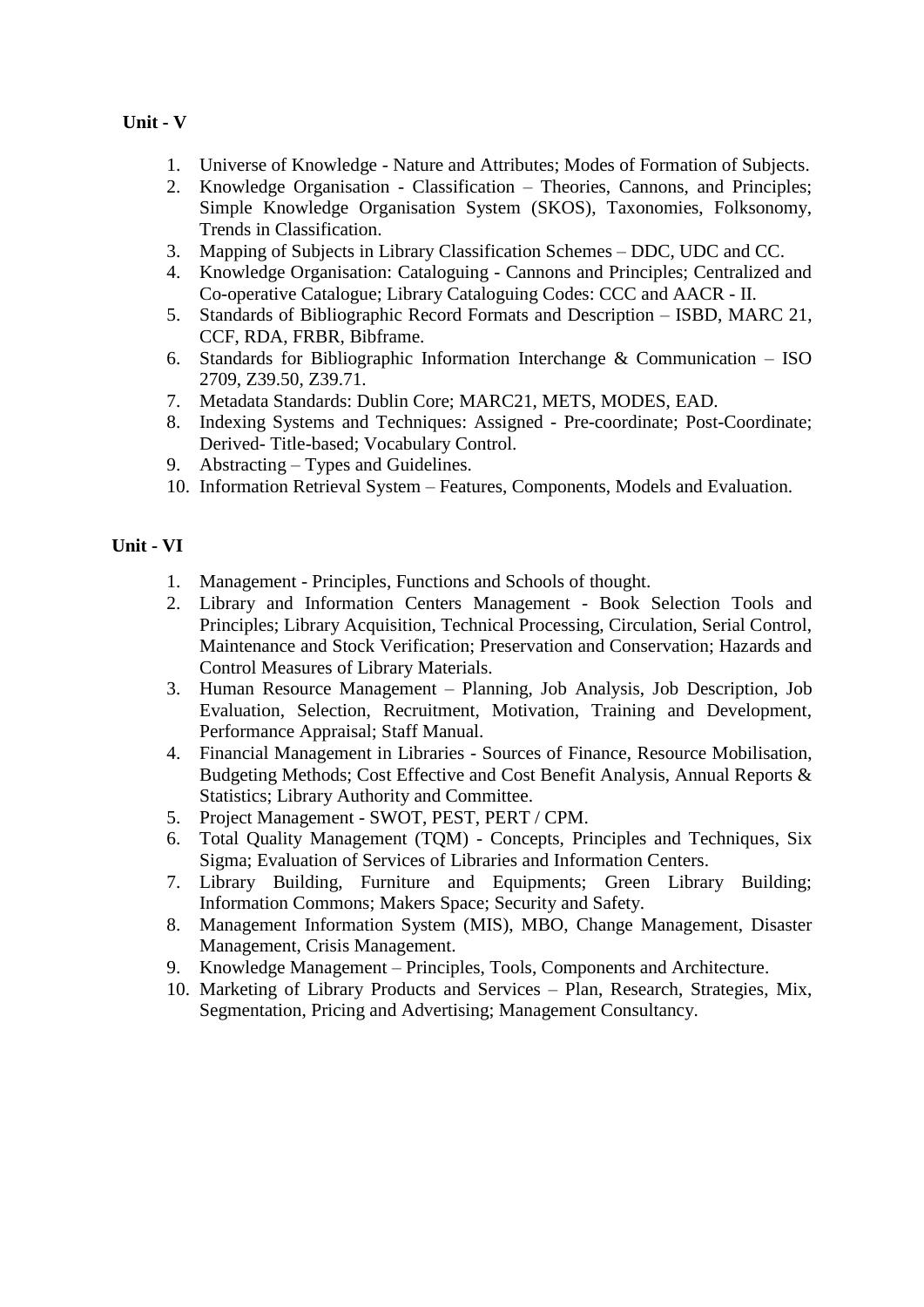**Unit - V**

1. Universe of Knowledge - Nature and Attributes; Modes of Formation of Subjects.
2. Knowledge Organisation - Classification – Theories, Cannons, and Principles; Simple Knowledge Organisation System (SKOS), Taxonomies, Folksonomy, Trends in Classification.
3. Mapping of Subjects in Library Classification Schemes – DDC, UDC and CC.
4. Knowledge Organisation: Cataloguing - Cannons and Principles; Centralized and Co-operative Catalogue; Library Cataloguing Codes: CCC and AACR - II.
5. Standards of Bibliographic Record Formats and Description – ISBD, MARC 21, CCF, RDA, FRBR, Bibframe.
6. Standards for Bibliographic Information Interchange & Communication – ISO 2709, Z39.50, Z39.71.
7. Metadata Standards: Dublin Core; MARC21, METS, MODES, EAD.
8. Indexing Systems and Techniques: Assigned - Pre-coordinate; Post-Coordinate; Derived- Title-based; Vocabulary Control.
9. Abstracting – Types and Guidelines.
10. Information Retrieval System – Features, Components, Models and Evaluation.

**Unit - VI**

1. Management - Principles, Functions and Schools of thought.
2. Library and Information Centers Management - Book Selection Tools and Principles; Library Acquisition, Technical Processing, Circulation, Serial Control, Maintenance and Stock Verification; Preservation and Conservation; Hazards and Control Measures of Library Materials.
3. Human Resource Management – Planning, Job Analysis, Job Description, Job Evaluation, Selection, Recruitment, Motivation, Training and Development, Performance Appraisal; Staff Manual.
4. Financial Management in Libraries - Sources of Finance, Resource Mobilisation, Budgeting Methods; Cost Effective and Cost Benefit Analysis, Annual Reports & Statistics; Library Authority and Committee.
5. Project Management - SWOT, PEST, PERT / CPM.
6. Total Quality Management (TQM) - Concepts, Principles and Techniques, Six Sigma; Evaluation of Services of Libraries and Information Centers.
7. Library Building, Furniture and Equipments; Green Library Building; Information Commons; Makers Space; Security and Safety.
8. Management Information System (MIS), MBO, Change Management, Disaster Management, Crisis Management.
9. Knowledge Management – Principles, Tools, Components and Architecture.
10. Marketing of Library Products and Services – Plan, Research, Strategies, Mix, Segmentation, Pricing and Advertising; Management Consultancy.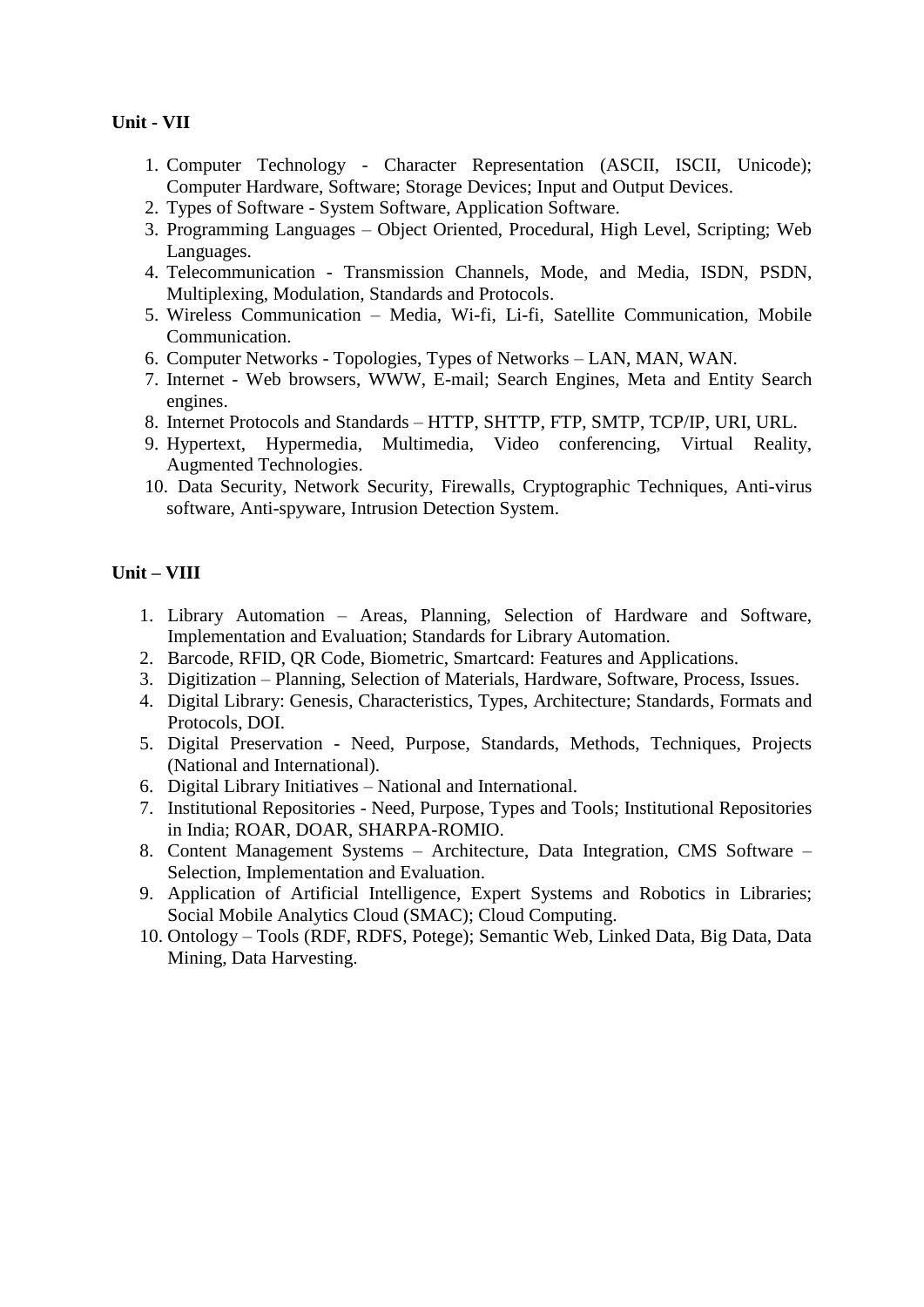**Unit - VII**

1. Computer Technology - Character Representation (ASCII, ISCII, Unicode); Computer Hardware, Software; Storage Devices; Input and Output Devices.
2. Types of Software - System Software, Application Software.
3. Programming Languages – Object Oriented, Procedural, High Level, Scripting; Web Languages.
4. Telecommunication - Transmission Channels, Mode, and Media, ISDN, PSDN, Multiplexing, Modulation, Standards and Protocols.
5. Wireless Communication – Media, Wi-fi, Li-fi, Satellite Communication, Mobile Communication.
6. Computer Networks - Topologies, Types of Networks – LAN, MAN, WAN.
7. Internet - Web browsers, WWW, E-mail; Search Engines, Meta and Entity Search engines.
8. Internet Protocols and Standards – HTTP, SHTTP, FTP, SMTP, TCP/IP, URI, URL.
9. Hypertext, Hypermedia, Multimedia, Video conferencing, Virtual Reality, Augmented Technologies.
10. Data Security, Network Security, Firewalls, Cryptographic Techniques, Anti-virus software, Anti-spyware, Intrusion Detection System.

**Unit – VIII**

1. Library Automation – Areas, Planning, Selection of Hardware and Software, Implementation and Evaluation; Standards for Library Automation.
2. Barcode, RFID, QR Code, Biometric, Smartcard: Features and Applications.
3. Digitization – Planning, Selection of Materials, Hardware, Software, Process, Issues.
4. Digital Library: Genesis, Characteristics, Types, Architecture; Standards, Formats and Protocols, DOI.
5. Digital Preservation - Need, Purpose, Standards, Methods, Techniques, Projects (National and International).
6. Digital Library Initiatives – National and International.
7. Institutional Repositories - Need, Purpose, Types and Tools; Institutional Repositories in India; ROAR, DOAR, SHARPA-ROMIO.
8. Content Management Systems – Architecture, Data Integration, CMS Software – Selection, Implementation and Evaluation.
9. Application of Artificial Intelligence, Expert Systems and Robotics in Libraries; Social Mobile Analytics Cloud (SMAC); Cloud Computing.
10. Ontology – Tools (RDF, RDFS, Potege); Semantic Web, Linked Data, Big Data, Data Mining, Data Harvesting.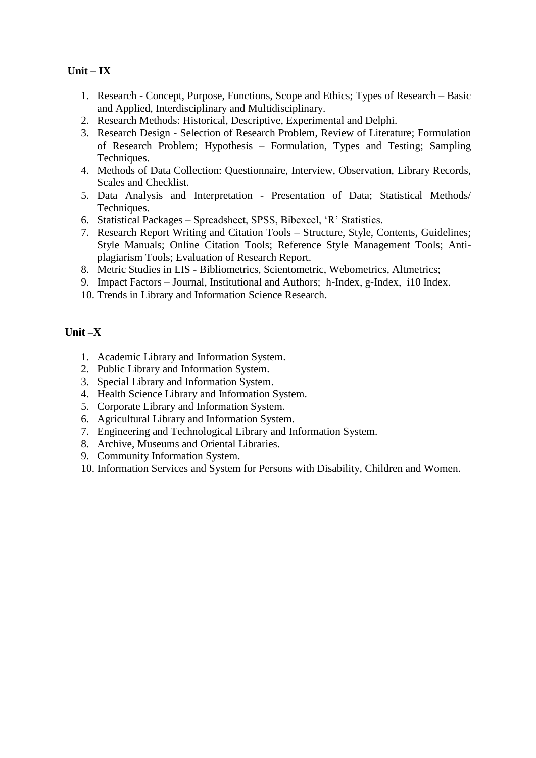**Unit – IX**

1. Research - Concept, Purpose, Functions, Scope and Ethics; Types of Research – Basic and Applied, Interdisciplinary and Multidisciplinary.
2. Research Methods: Historical, Descriptive, Experimental and Delphi.
3. Research Design - Selection of Research Problem, Review of Literature; Formulation of Research Problem; Hypothesis – Formulation, Types and Testing; Sampling Techniques.
4. Methods of Data Collection: Questionnaire, Interview, Observation, Library Records, Scales and Checklist.
5. Data Analysis and Interpretation - Presentation of Data; Statistical Methods/ Techniques.
6. Statistical Packages – Spreadsheet, SPSS, Bibexcel, 'R' Statistics.
7. Research Report Writing and Citation Tools – Structure, Style, Contents, Guidelines; Style Manuals; Online Citation Tools; Reference Style Management Tools; Anti-plagiarism Tools; Evaluation of Research Report.
8. Metric Studies in LIS - Bibliometrics, Scientometric, Webometrics, Altmetrics;
9. Impact Factors – Journal, Institutional and Authors; h-Index, g-Index, i10 Index.
10. Trends in Library and Information Science Research.

**Unit –X**

1. Academic Library and Information System.
2. Public Library and Information System.
3. Special Library and Information System.
4. Health Science Library and Information System.
5. Corporate Library and Information System.
6. Agricultural Library and Information System.
7. Engineering and Technological Library and Information System.
8. Archive, Museums and Oriental Libraries.
9. Community Information System.
10. Information Services and System for Persons with Disability, Children and Women.